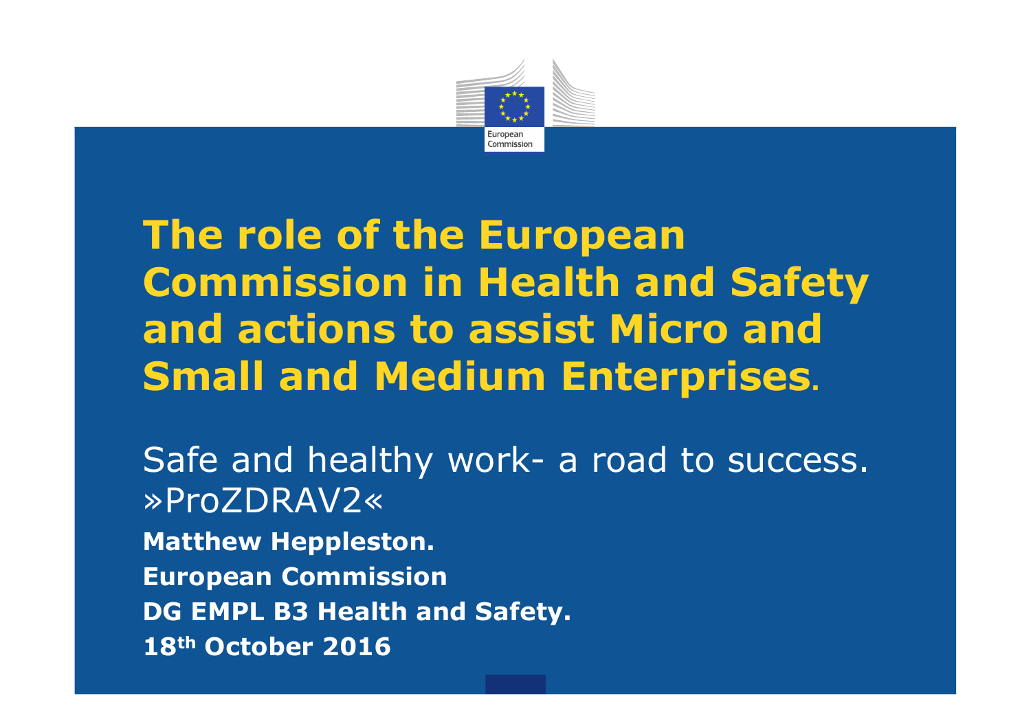# The role of the European Commission in Health and Safety and actions to assist Micro and Small and Medium Enterprises.

Safe and healthy work- a road to success. »ProZDRAV2«

**Matthew Heppleston.**

**European Commission**

**DG EMPL B3 Health and Safety.**

**18th October 2016**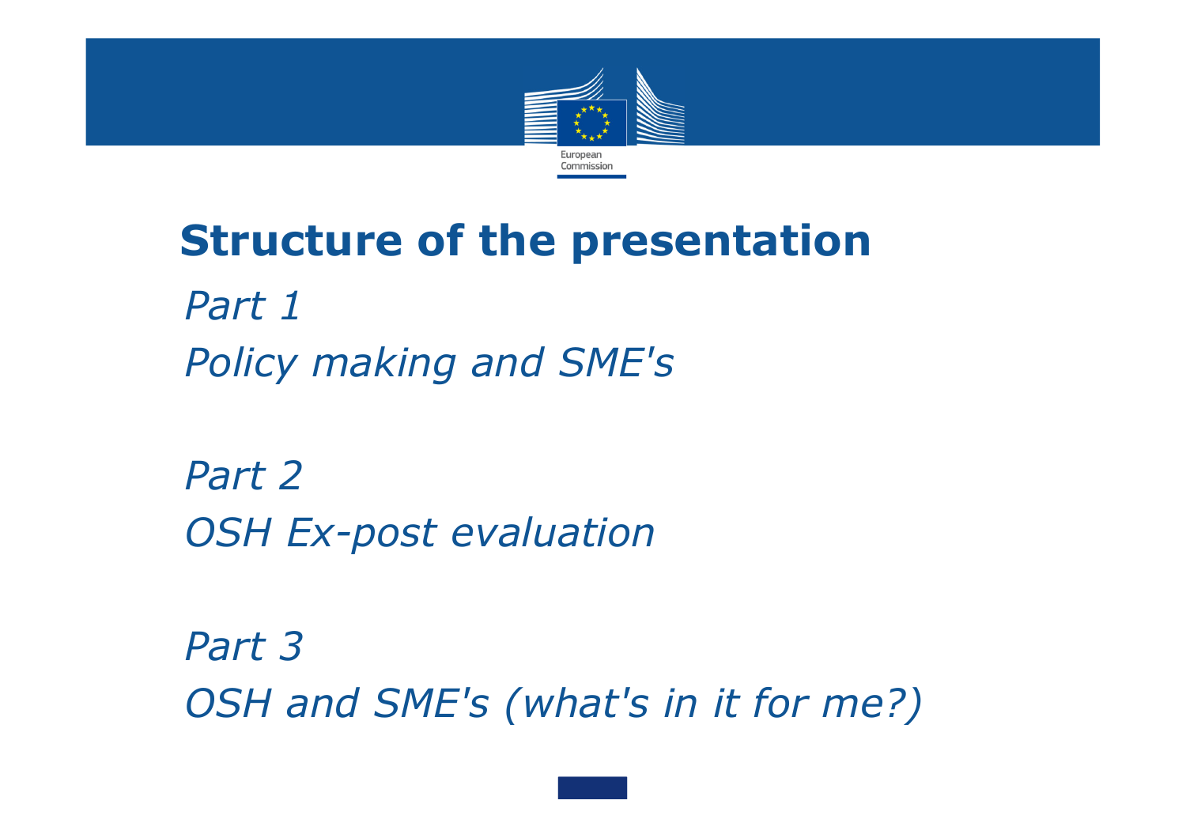# Structure of the presentation

*Part 1*

*Policy making and SME's*

*Part 2*

*OSH Ex-post evaluation*

*Part 3*

*OSH and SME's (what's in it for me?)*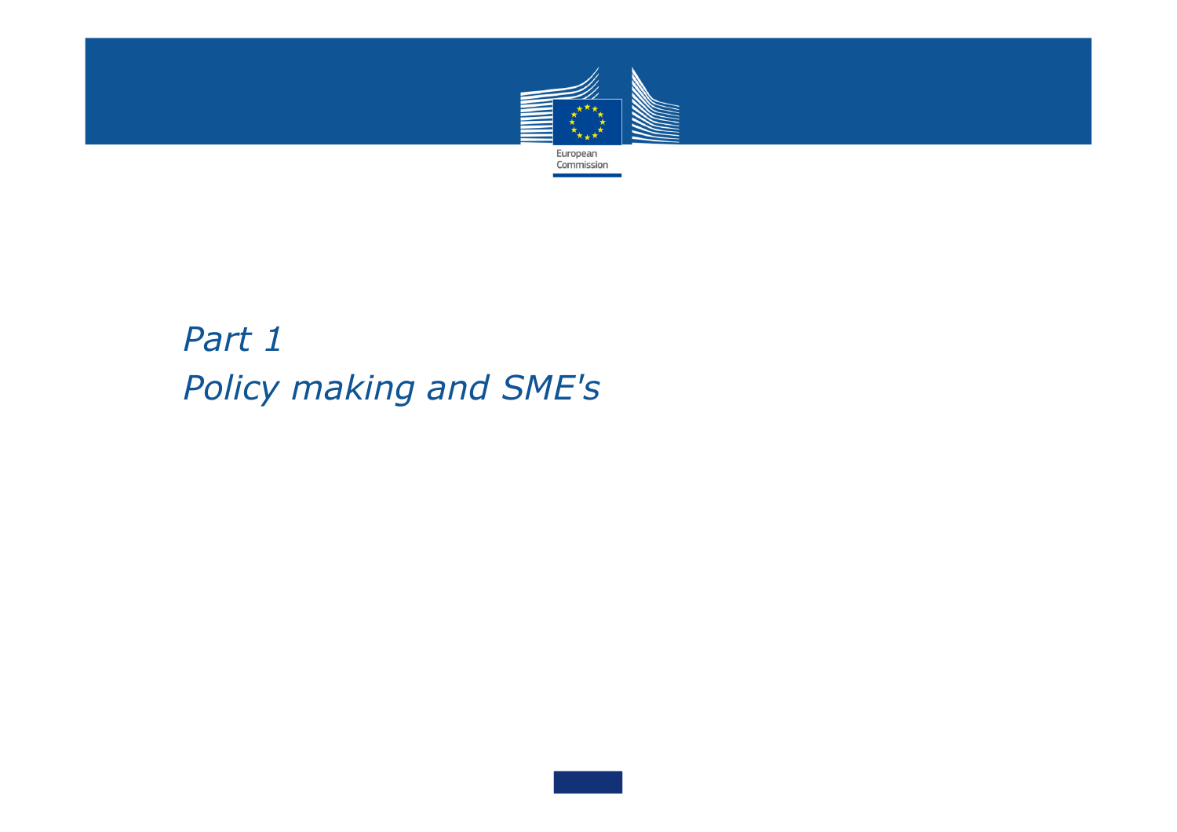# *Part 1*
# *Policy making and SME's*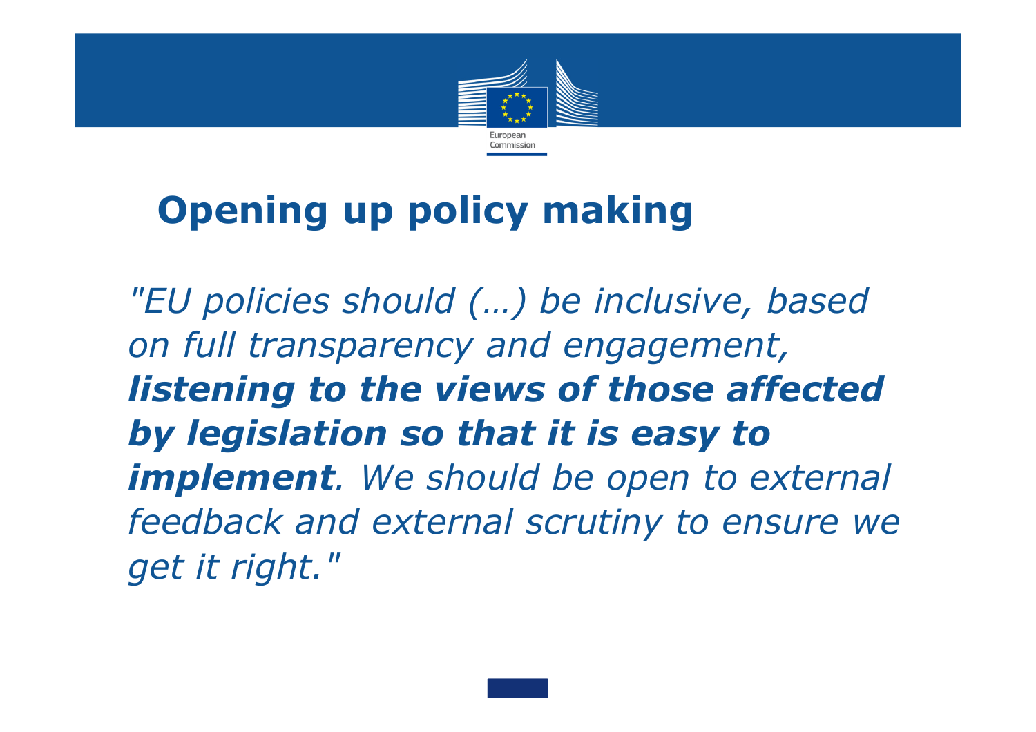# Opening up policy making

*"EU policies should (…) be inclusive, based on full transparency and engagement,* ***listening to the views of those affected by legislation so that it is easy to implement****. We should be open to external feedback and external scrutiny to ensure we get it right."*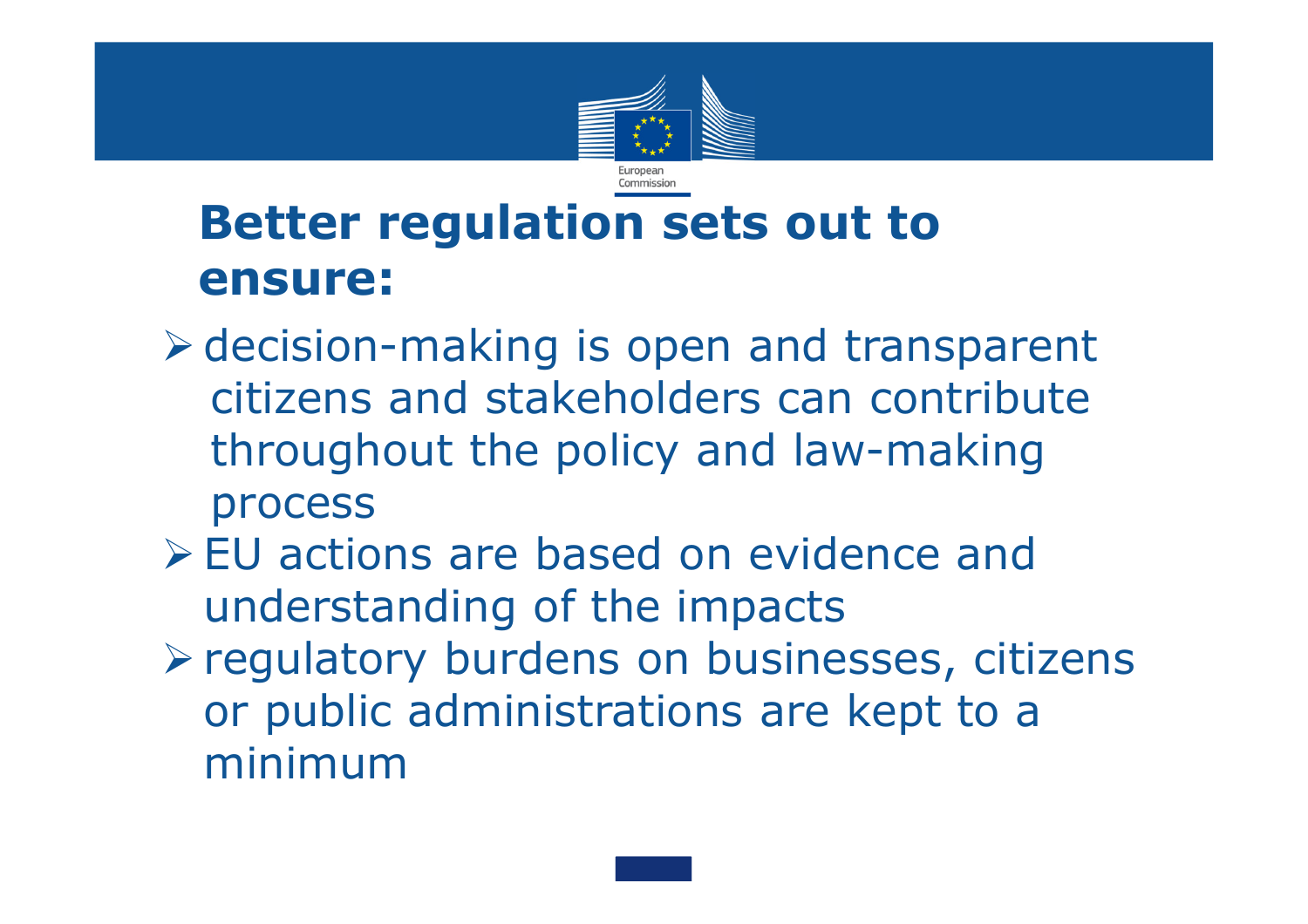# Better regulation sets out to ensure:

- decision-making is open and transparent citizens and stakeholders can contribute throughout the policy and law-making process
- EU actions are based on evidence and understanding of the impacts
- regulatory burdens on businesses, citizens or public administrations are kept to a minimum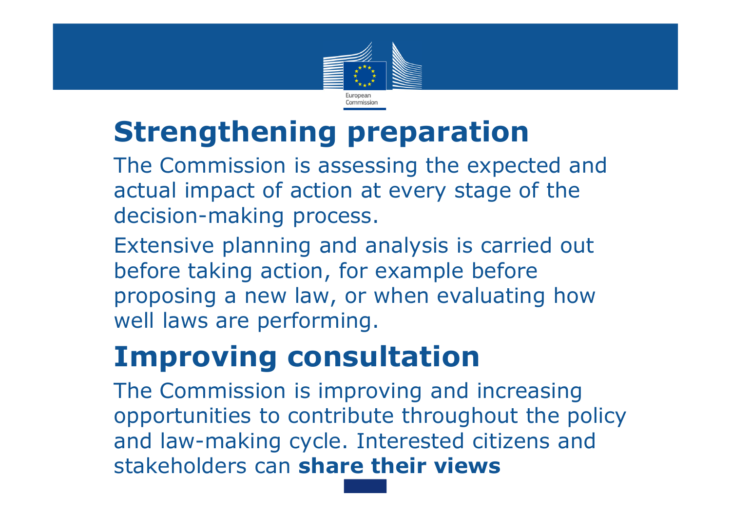## Strengthening preparation

The Commission is assessing the expected and actual impact of action at every stage of the decision-making process.

Extensive planning and analysis is carried out before taking action, for example before proposing a new law, or when evaluating how well laws are performing.

## Improving consultation

The Commission is improving and increasing opportunities to contribute throughout the policy and law-making cycle. Interested citizens and stakeholders can **share their views**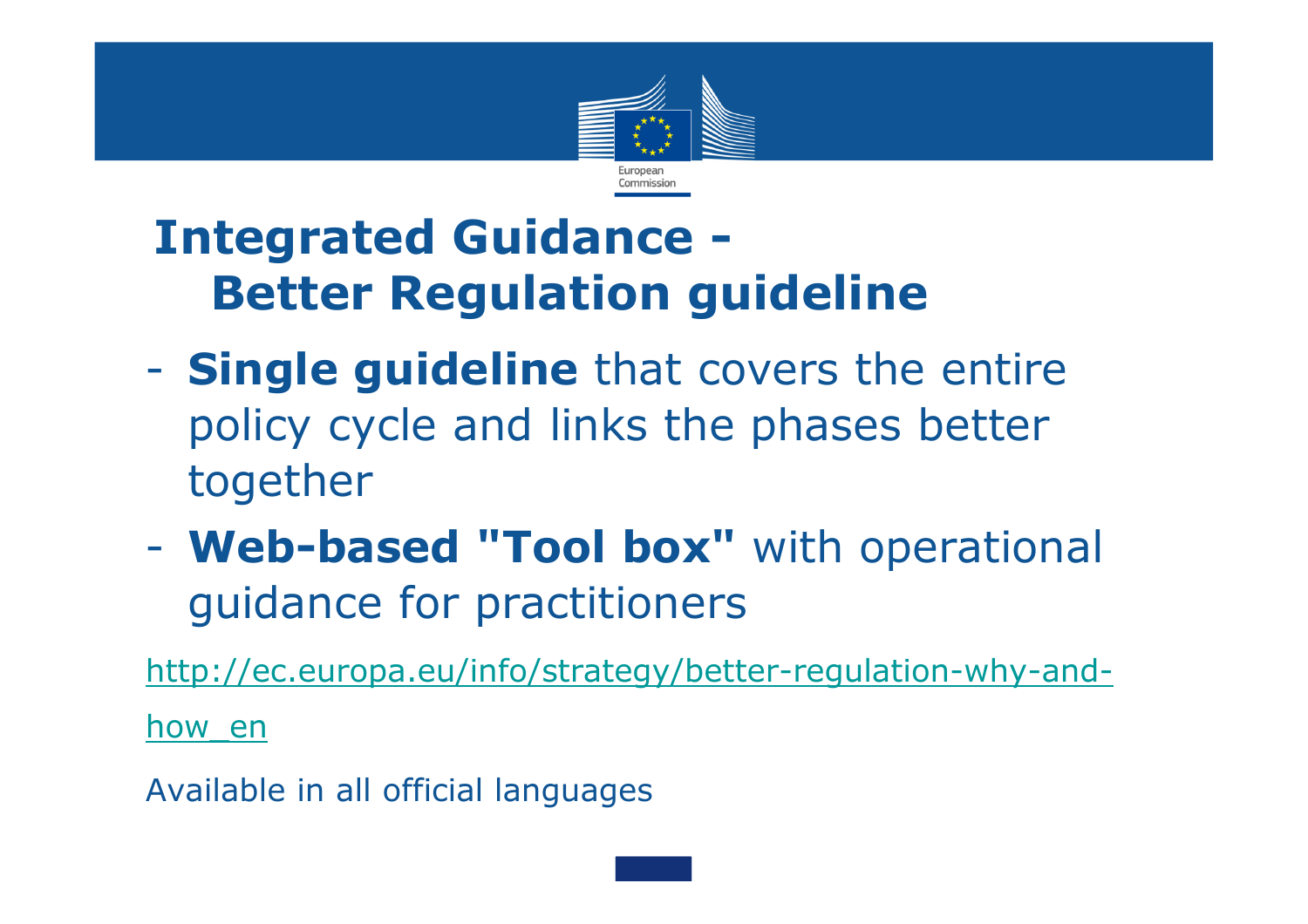# Integrated Guidance - Better Regulation guideline

- **Single guideline** that covers the entire policy cycle and links the phases better together
- **Web-based "Tool box"** with operational guidance for practitioners

http://ec.europa.eu/info/strategy/better-regulation-why-and-how_en

Available in all official languages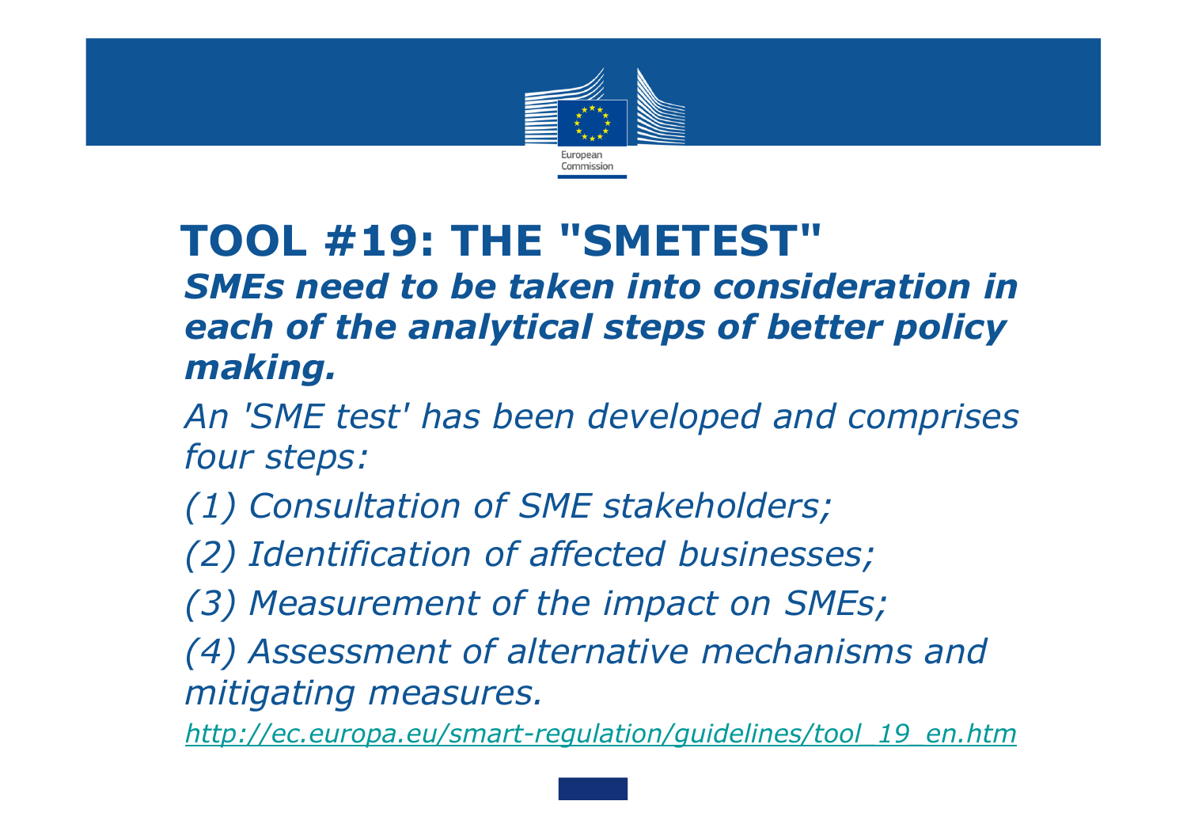# TOOL #19: THE "SMETEST"

***SMEs need to be taken into consideration in each of the analytical steps of better policy making.***

*An 'SME test' has been developed and comprises four steps:*

*(1) Consultation of SME stakeholders;*

*(2) Identification of affected businesses;*

*(3) Measurement of the impact on SMEs;*

*(4) Assessment of alternative mechanisms and mitigating measures.*

*http://ec.europa.eu/smart-regulation/guidelines/tool_19_en.htm*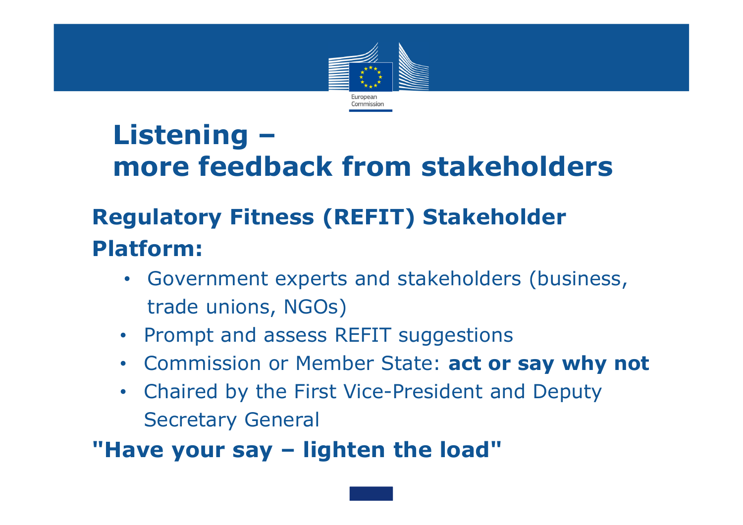# Listening – more feedback from stakeholders

## Regulatory Fitness (REFIT) Stakeholder Platform:

- Government experts and stakeholders (business, trade unions, NGOs)
- Prompt and assess REFIT suggestions
- Commission or Member State: **act or say why not**
- Chaired by the First Vice-President and Deputy Secretary General

**"Have your say – lighten the load"**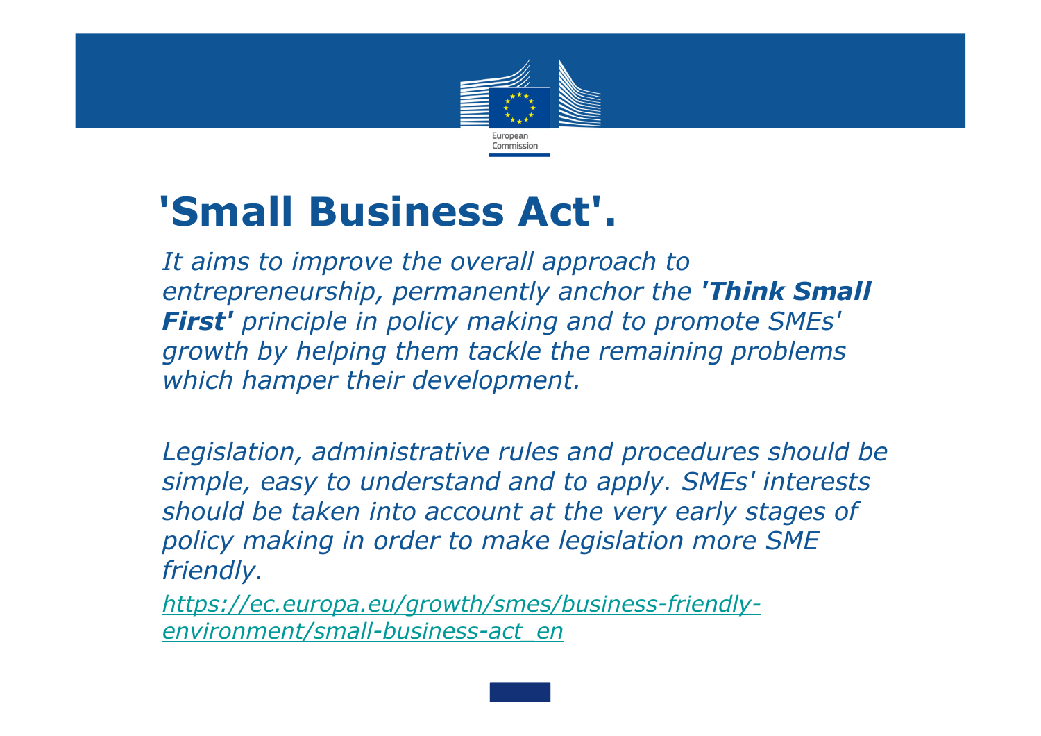# 'Small Business Act'.

*It aims to improve the overall approach to entrepreneurship, permanently anchor the **'Think Small First'** principle in policy making and to promote SMEs' growth by helping them tackle the remaining problems which hamper their development.*

*Legislation, administrative rules and procedures should be simple, easy to understand and to apply. SMEs' interests should be taken into account at the very early stages of policy making in order to make legislation more SME friendly.*

[https://ec.europa.eu/growth/smes/business-friendly-environment/small-business-act_en](https://ec.europa.eu/growth/smes/business-friendly-environment/small-business-act_en)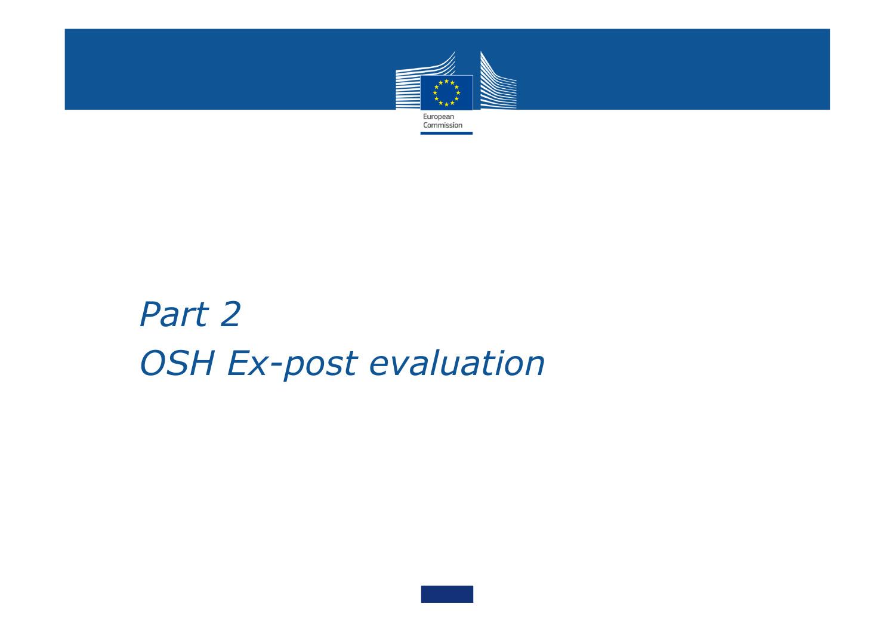# *Part 2*
# *OSH Ex-post evaluation*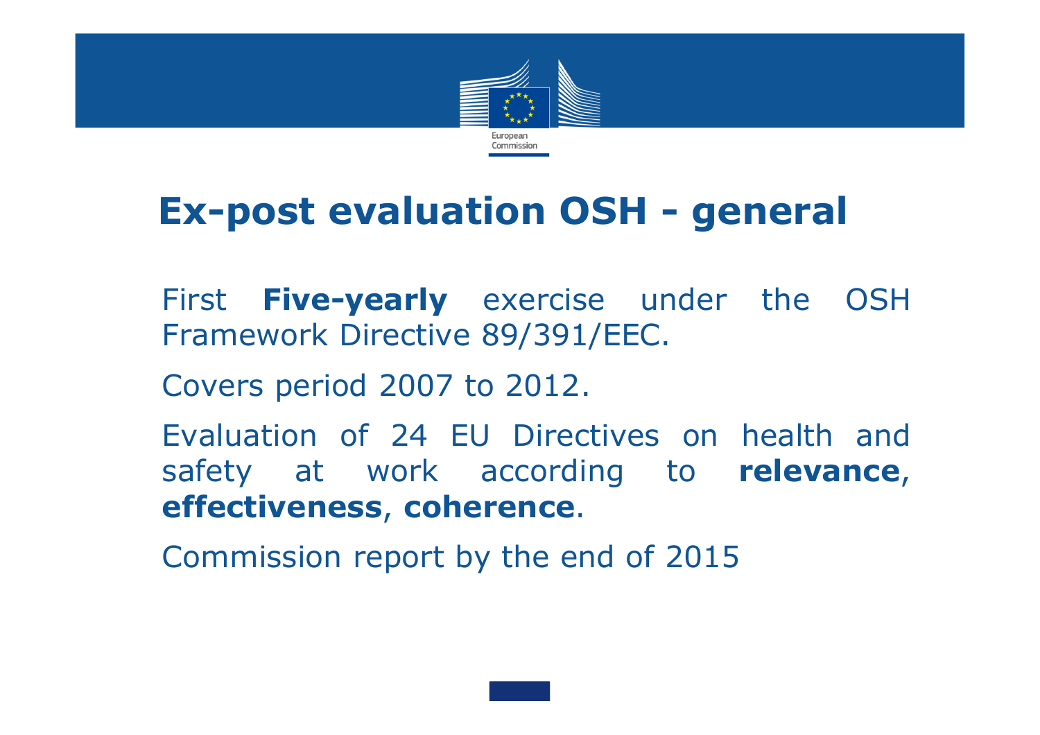# Ex-post evaluation OSH - general

First **Five-yearly** exercise under the OSH Framework Directive 89/391/EEC.

Covers period 2007 to 2012.

Evaluation of 24 EU Directives on health and safety at work according to **relevance**, **effectiveness**, **coherence**.

Commission report by the end of 2015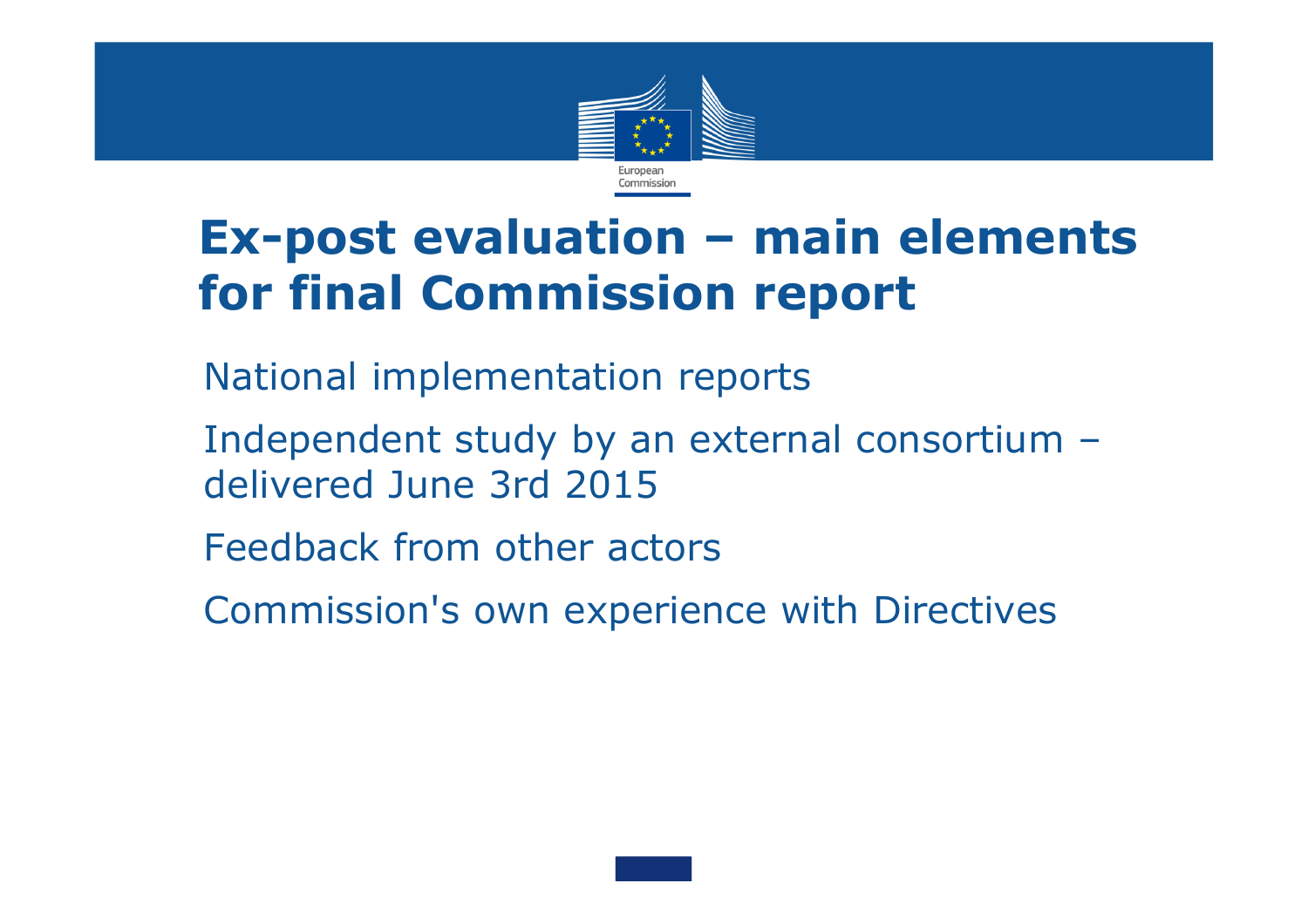# Ex-post evaluation – main elements for final Commission report

- National implementation reports
- Independent study by an external consortium – delivered June 3rd 2015
- Feedback from other actors
- Commission's own experience with Directives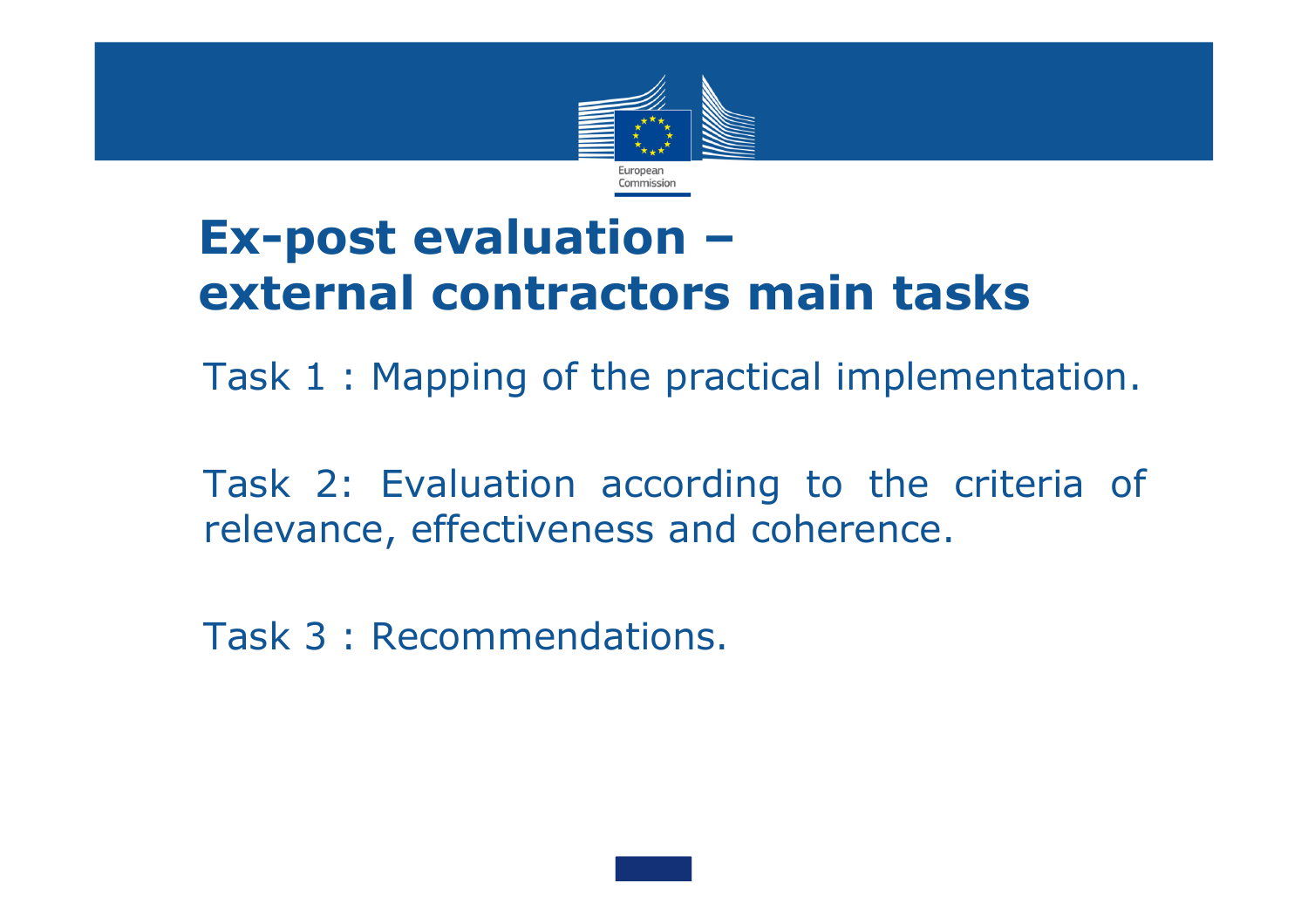# Ex-post evaluation – external contractors main tasks

Task 1 : Mapping of the practical implementation.

Task 2: Evaluation according to the criteria of relevance, effectiveness and coherence.

Task 3 : Recommendations.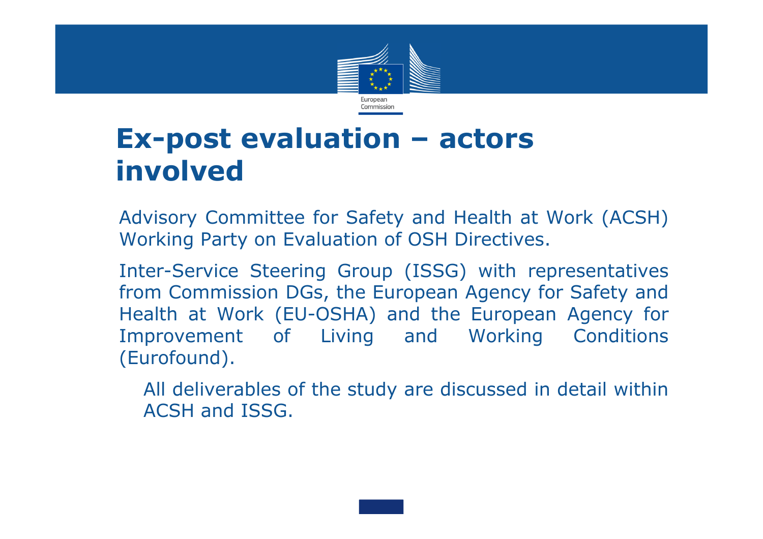# Ex-post evaluation – actors involved

Advisory Committee for Safety and Health at Work (ACSH) Working Party on Evaluation of OSH Directives.

Inter-Service Steering Group (ISSG) with representatives from Commission DGs, the European Agency for Safety and Health at Work (EU-OSHA) and the European Agency for Improvement of Living and Working Conditions (Eurofound).

All deliverables of the study are discussed in detail within ACSH and ISSG.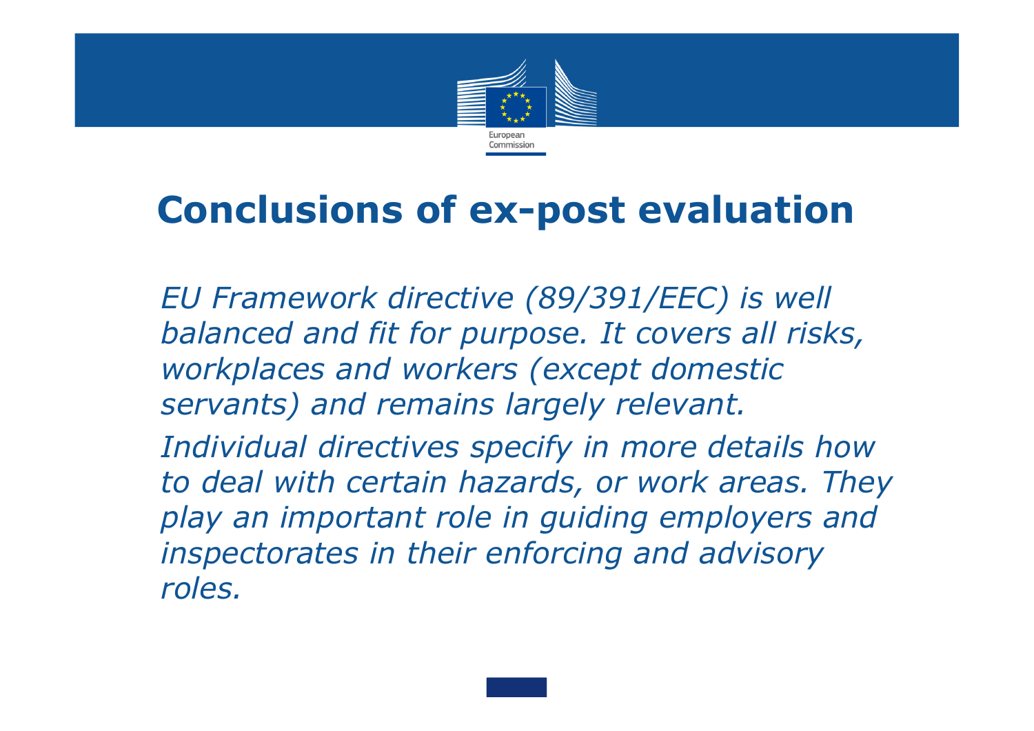# Conclusions of ex-post evaluation

*EU Framework directive (89/391/EEC) is well balanced and fit for purpose. It covers all risks, workplaces and workers (except domestic servants) and remains largely relevant.*

*Individual directives specify in more details how to deal with certain hazards, or work areas. They play an important role in guiding employers and inspectorates in their enforcing and advisory roles.*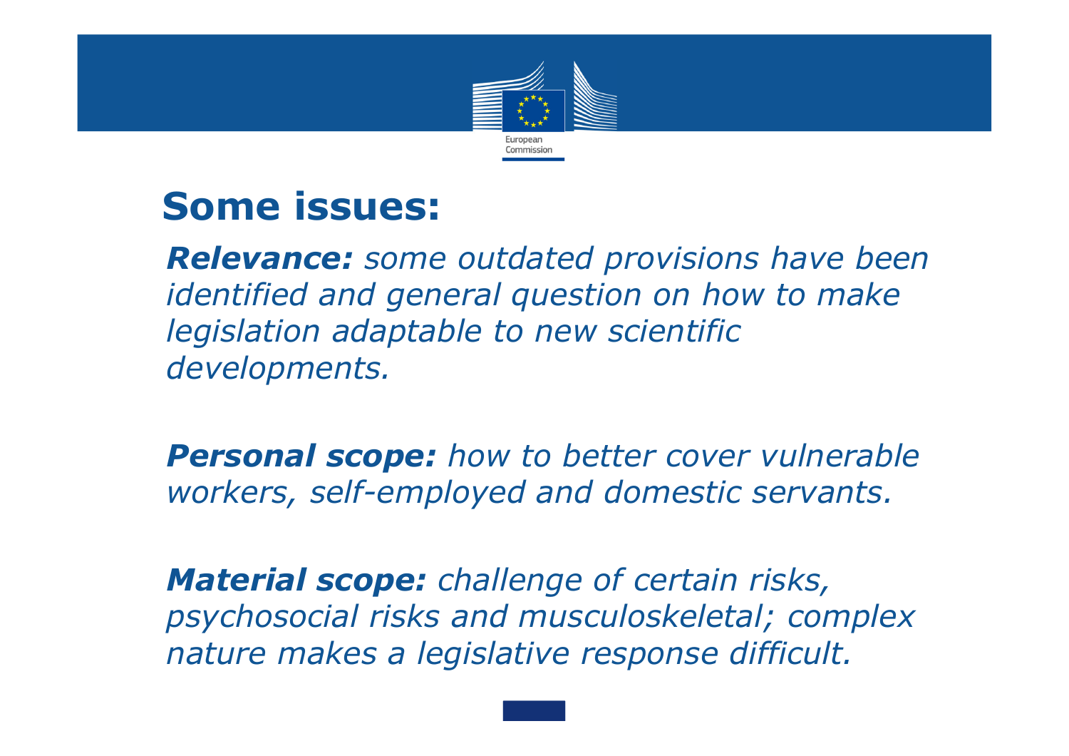# Some issues:

***Relevance:*** *some outdated provisions have been identified and general question on how to make legislation adaptable to new scientific developments.*

***Personal scope:*** *how to better cover vulnerable workers, self-employed and domestic servants.*

***Material scope:*** *challenge of certain risks, psychosocial risks and musculoskeletal; complex nature makes a legislative response difficult.*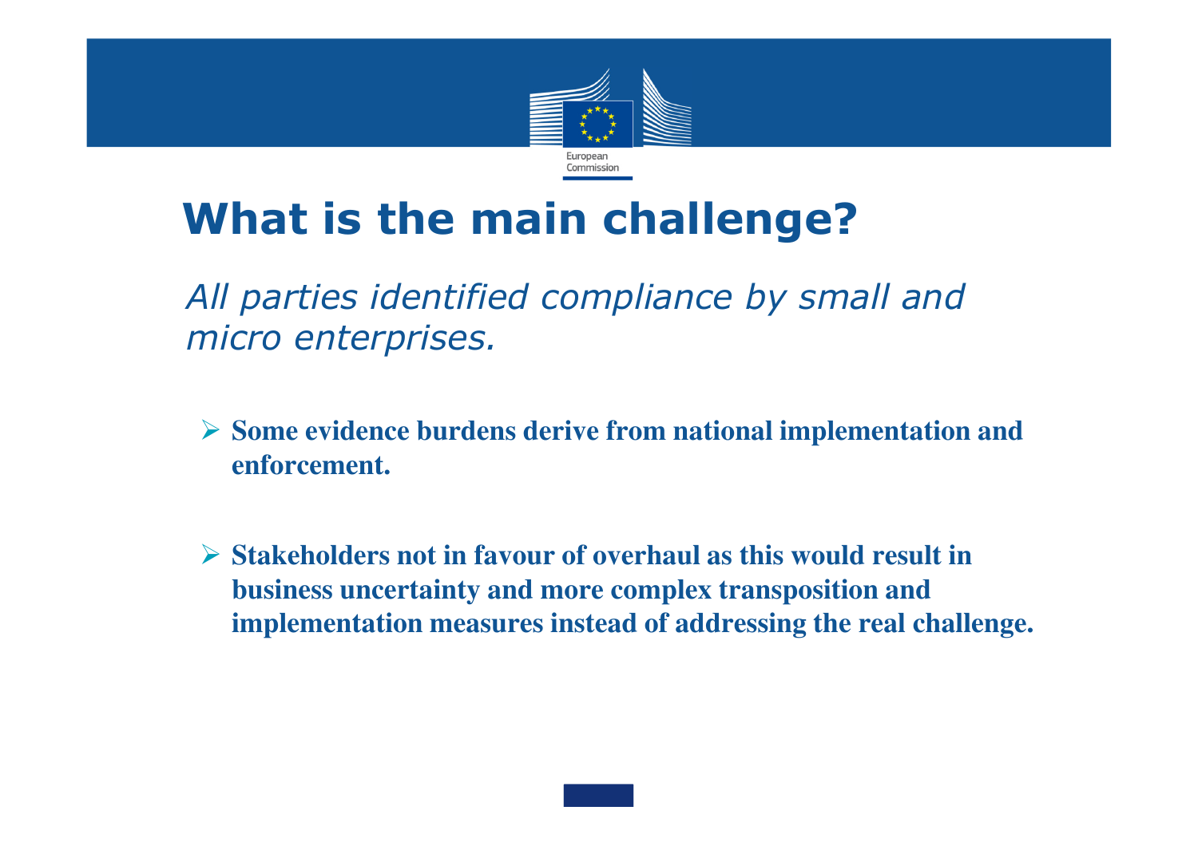# What is the main challenge?

*All parties identified compliance by small and micro enterprises.*

- **Some evidence burdens derive from national implementation and enforcement.**

- **Stakeholders not in favour of overhaul as this would result in business uncertainty and more complex transposition and implementation measures instead of addressing the real challenge.**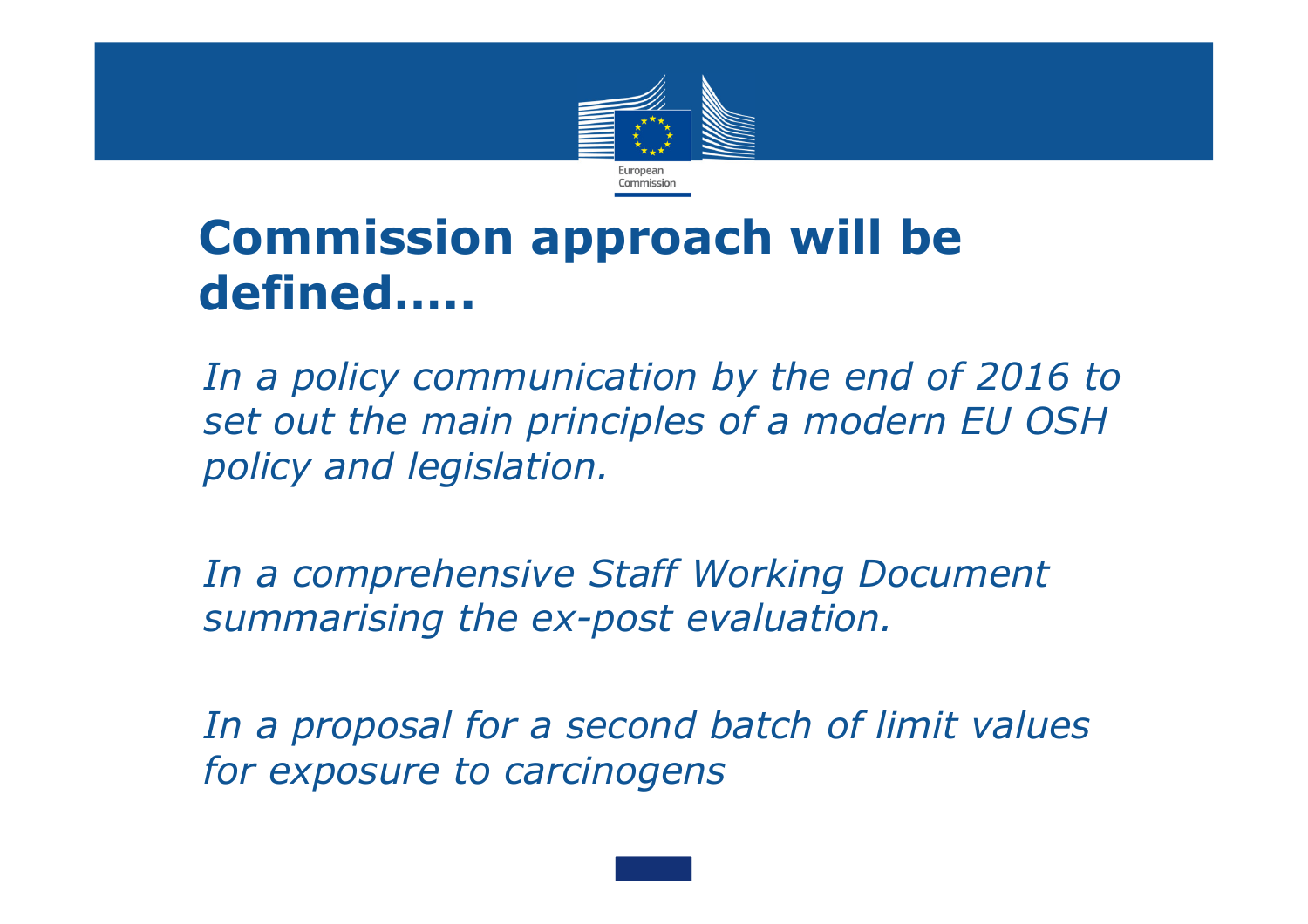# Commission approach will be defined.....

*In a policy communication by the end of 2016 to set out the main principles of a modern EU OSH policy and legislation.*

*In a comprehensive Staff Working Document summarising the ex-post evaluation.*

*In a proposal for a second batch of limit values for exposure to carcinogens*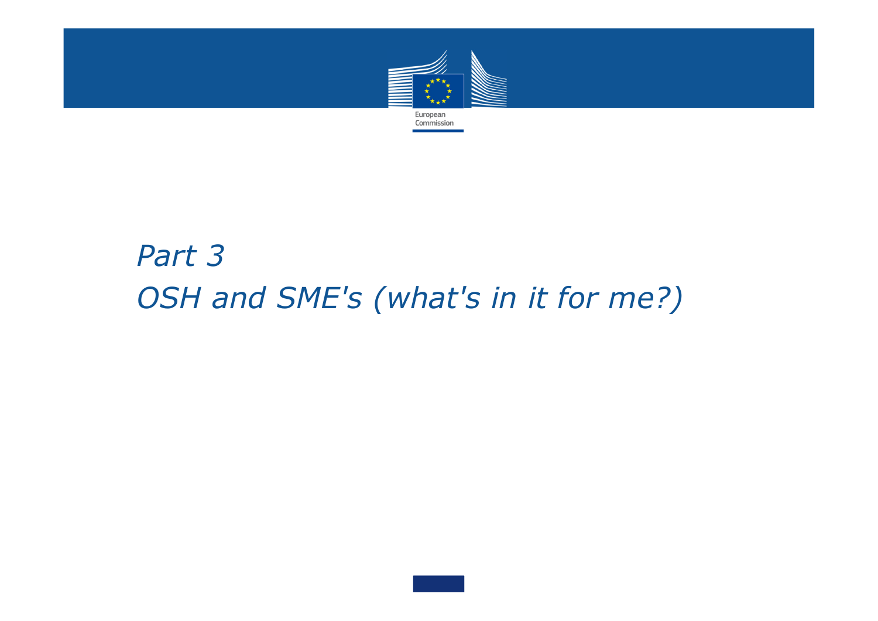# *Part 3*

# *OSH and SME's (what's in it for me?)*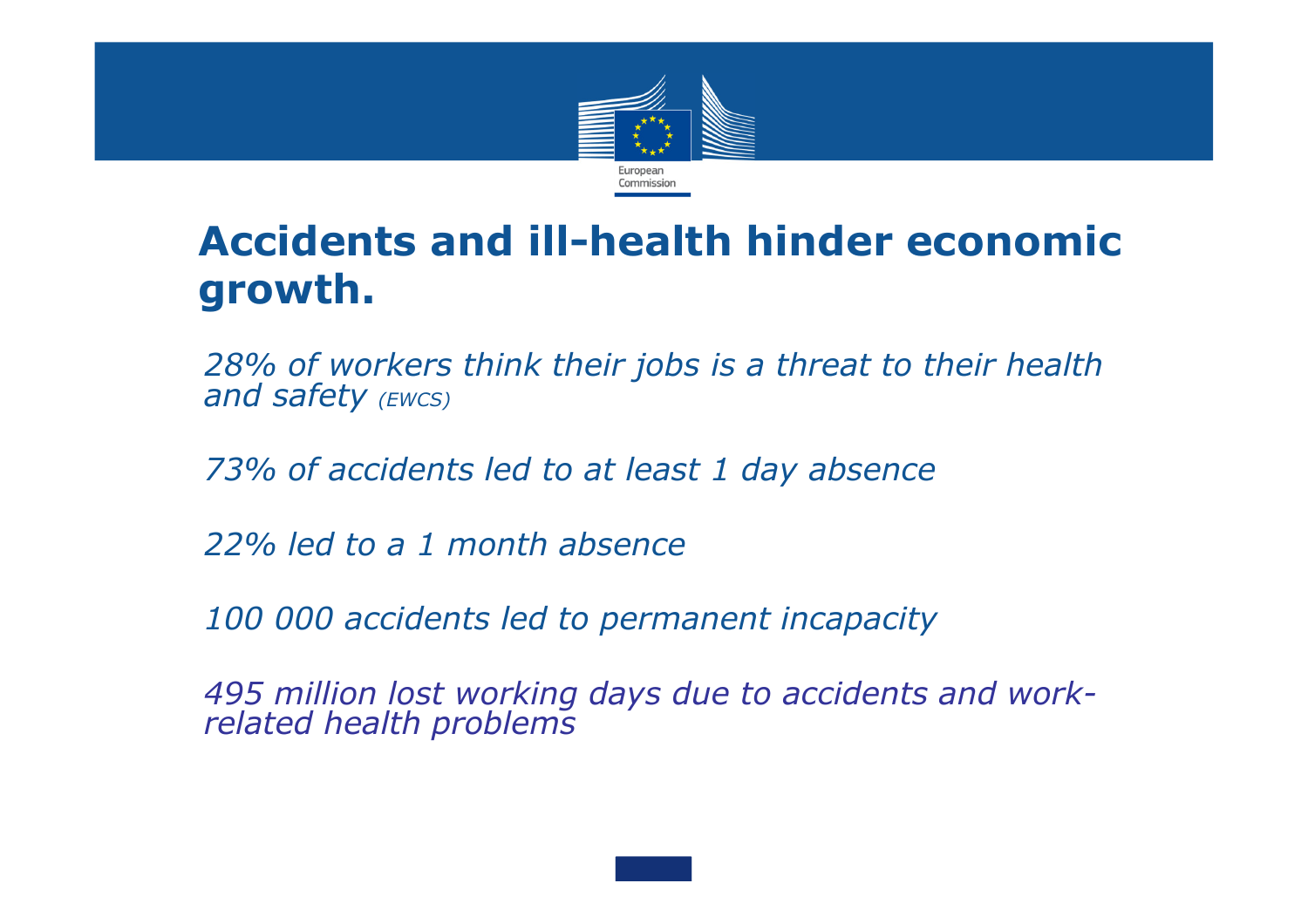# Accidents and ill-health hinder economic growth.

*28% of workers think their jobs is a threat to their health and safety (EWCS)*

*73% of accidents led to at least 1 day absence*

*22% led to a 1 month absence*

*100 000 accidents led to permanent incapacity*

*495 million lost working days due to accidents and work-related health problems*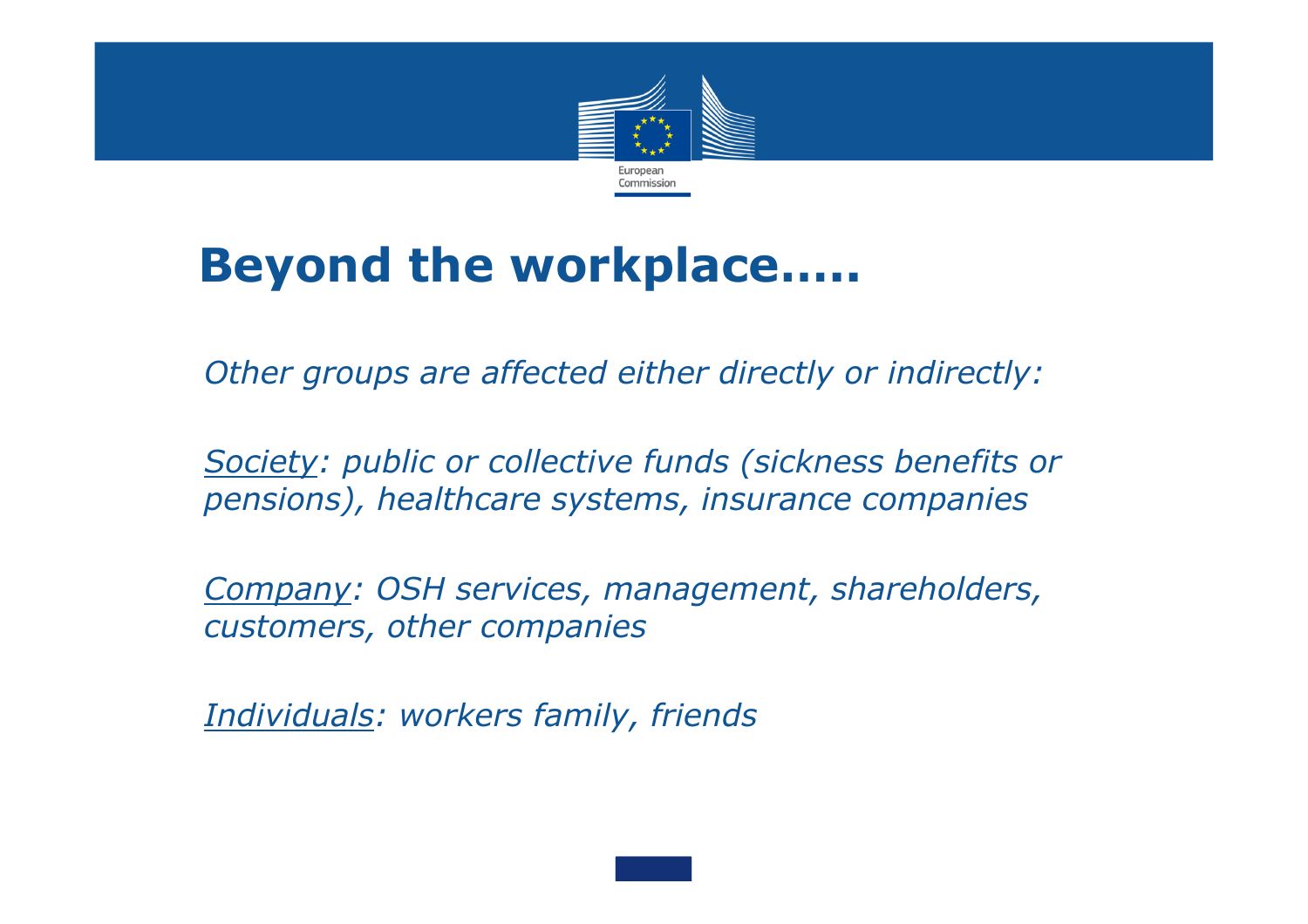# Beyond the workplace…..

*Other groups are affected either directly or indirectly:*

*Society: public or collective funds (sickness benefits or pensions), healthcare systems, insurance companies*

*Company: OSH services, management, shareholders, customers, other companies*

*Individuals: workers family, friends*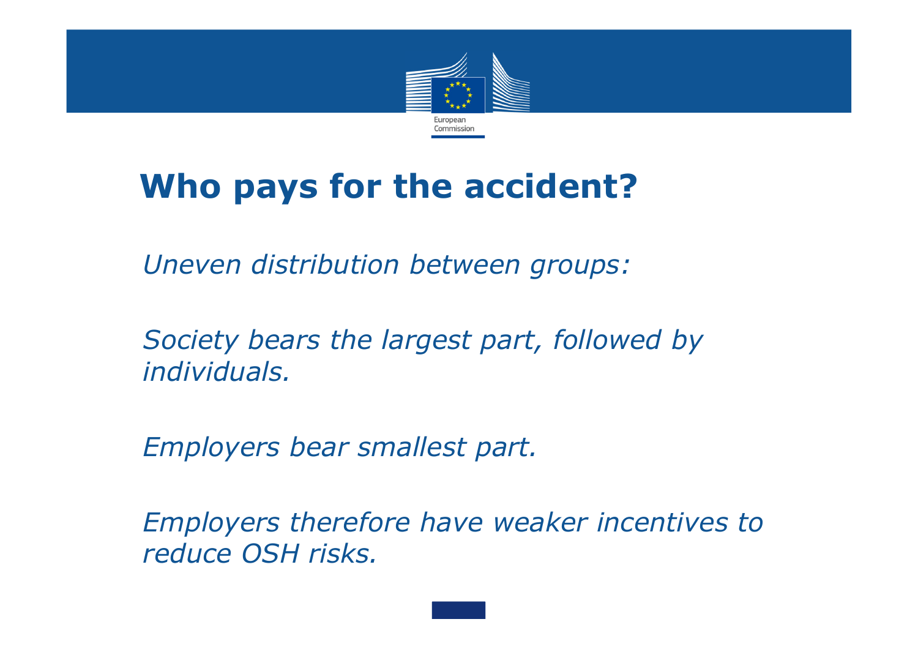# Who pays for the accident?

*Uneven distribution between groups:*

*Society bears the largest part, followed by individuals.*

*Employers bear smallest part.*

*Employers therefore have weaker incentives to reduce OSH risks.*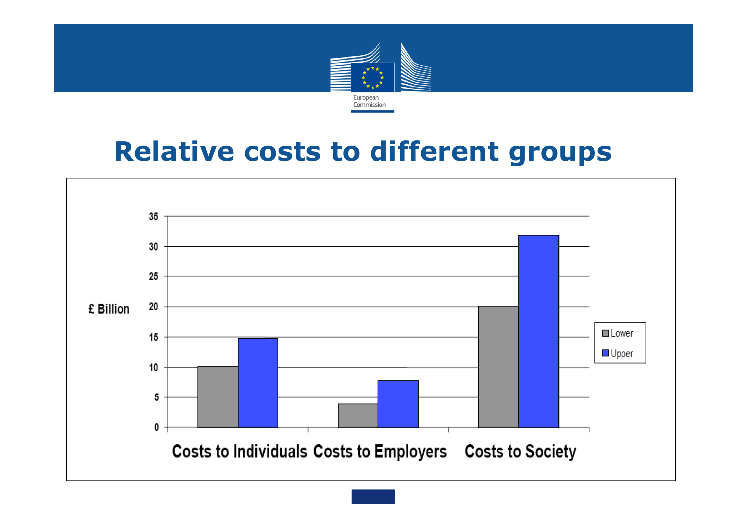# Relative costs to different groups

| | Lower | Upper |
|---|---|---|
| Costs to Individuals | 10 | 15 |
| Costs to Employers | 4 | 8 |
| Costs to Society | 20 | 32 |

£ Billion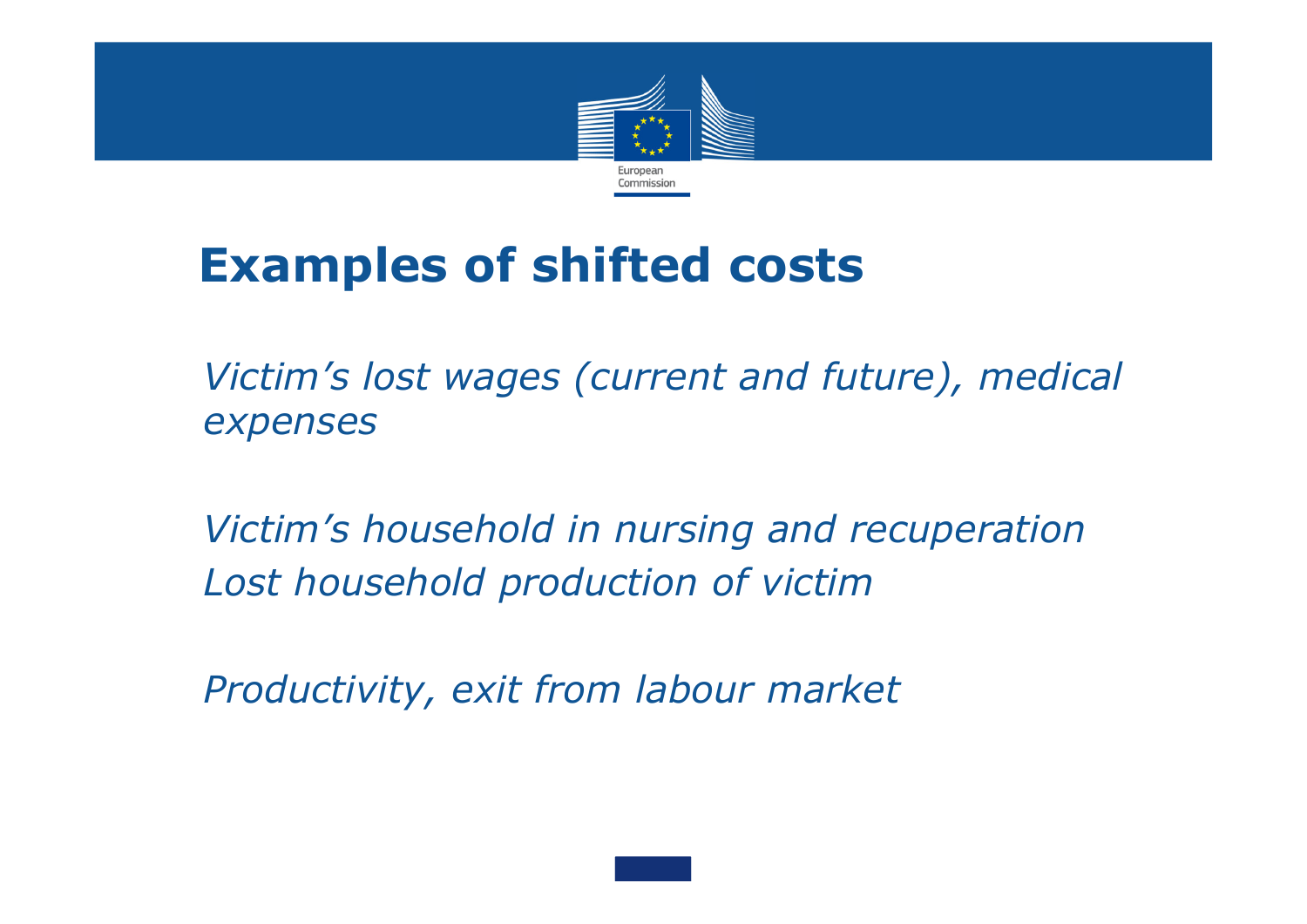# Examples of shifted costs

*Victim's lost wages (current and future), medical expenses*

*Victim's household in nursing and recuperation*
*Lost household production of victim*

*Productivity, exit from labour market*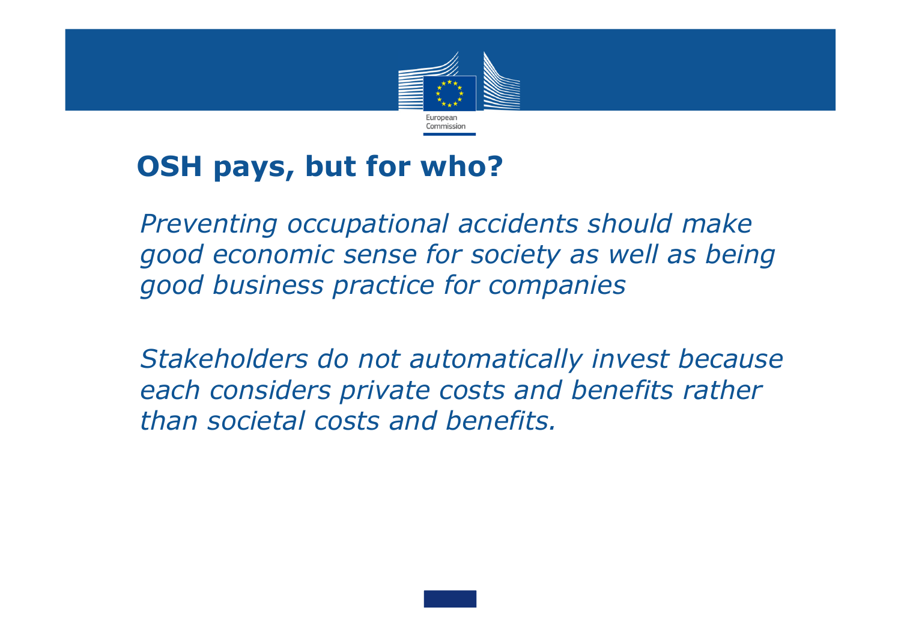## OSH pays, but for who?

*Preventing occupational accidents should make good economic sense for society as well as being good business practice for companies*

*Stakeholders do not automatically invest because each considers private costs and benefits rather than societal costs and benefits.*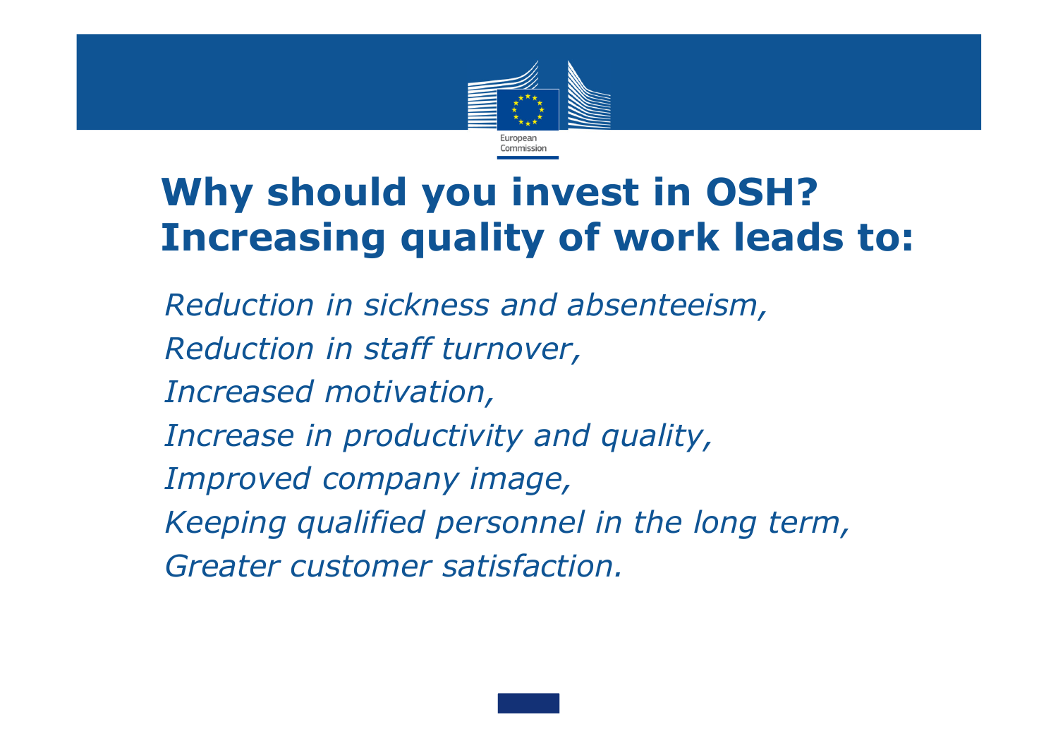# Why should you invest in OSH? Increasing quality of work leads to:

*Reduction in sickness and absenteeism,*

*Reduction in staff turnover,*

*Increased motivation,*

*Increase in productivity and quality,*

*Improved company image,*

*Keeping qualified personnel in the long term,*

*Greater customer satisfaction.*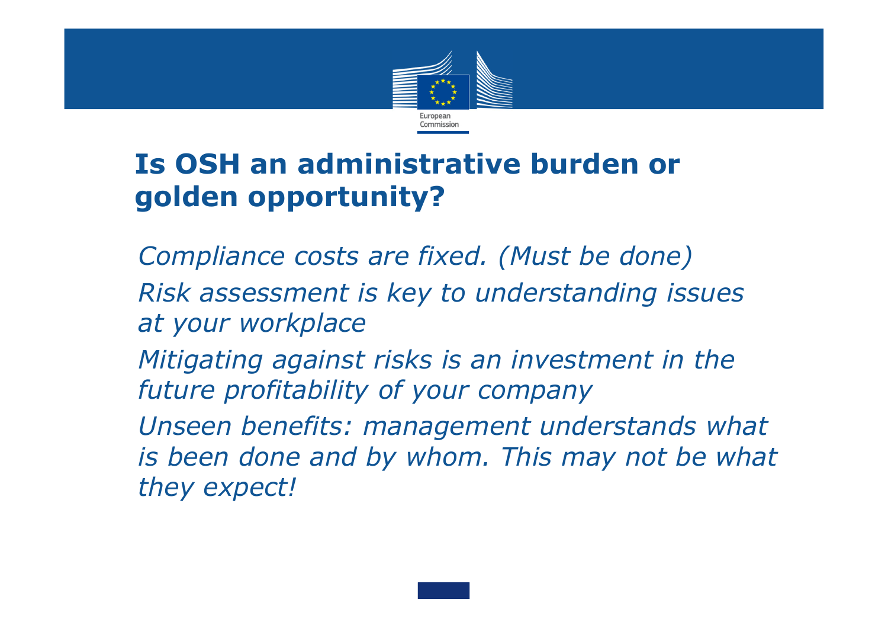# Is OSH an administrative burden or golden opportunity?

*Compliance costs are fixed. (Must be done)*

*Risk assessment is key to understanding issues at your workplace*

*Mitigating against risks is an investment in the future profitability of your company*

*Unseen benefits: management understands what is been done and by whom. This may not be what they expect!*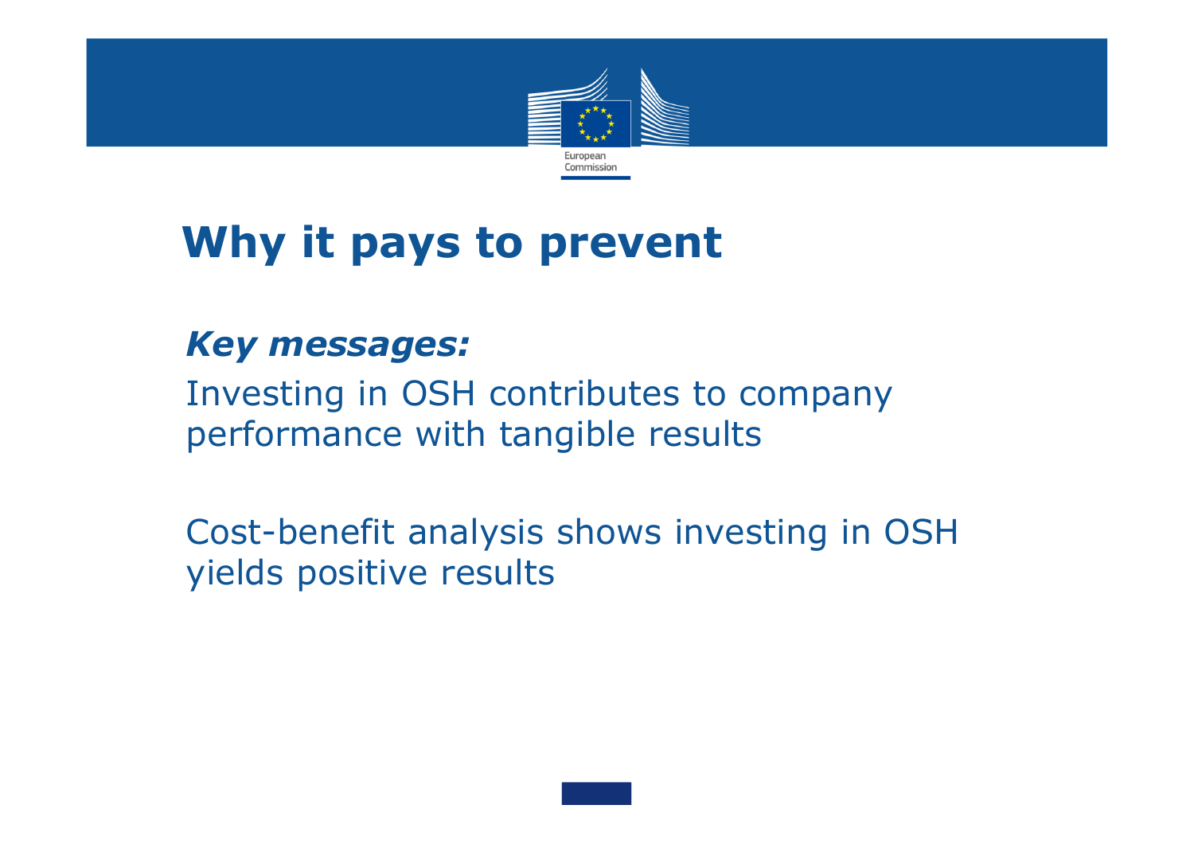# Why it pays to prevent

***Key messages:***

Investing in OSH contributes to company performance with tangible results

Cost-benefit analysis shows investing in OSH yields positive results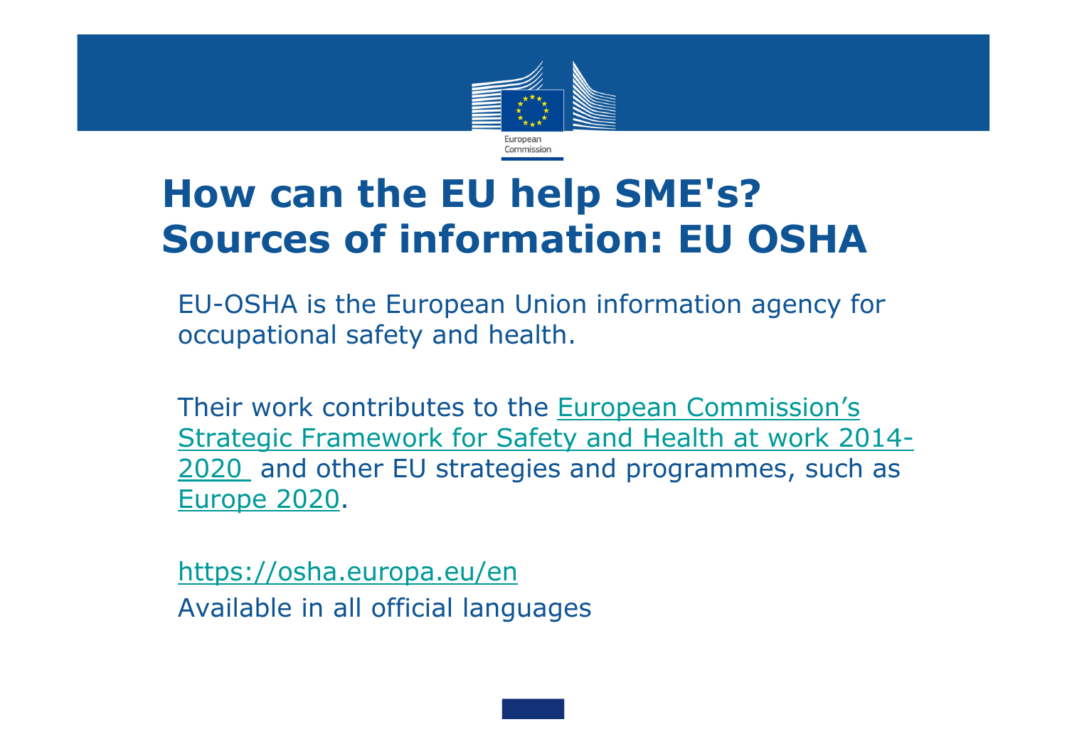# How can the EU help SME's? Sources of information: EU OSHA

EU-OSHA is the European Union information agency for occupational safety and health.

Their work contributes to the European Commission's Strategic Framework for Safety and Health at work 2014-2020 and other EU strategies and programmes, such as Europe 2020.

https://osha.europa.eu/en

Available in all official languages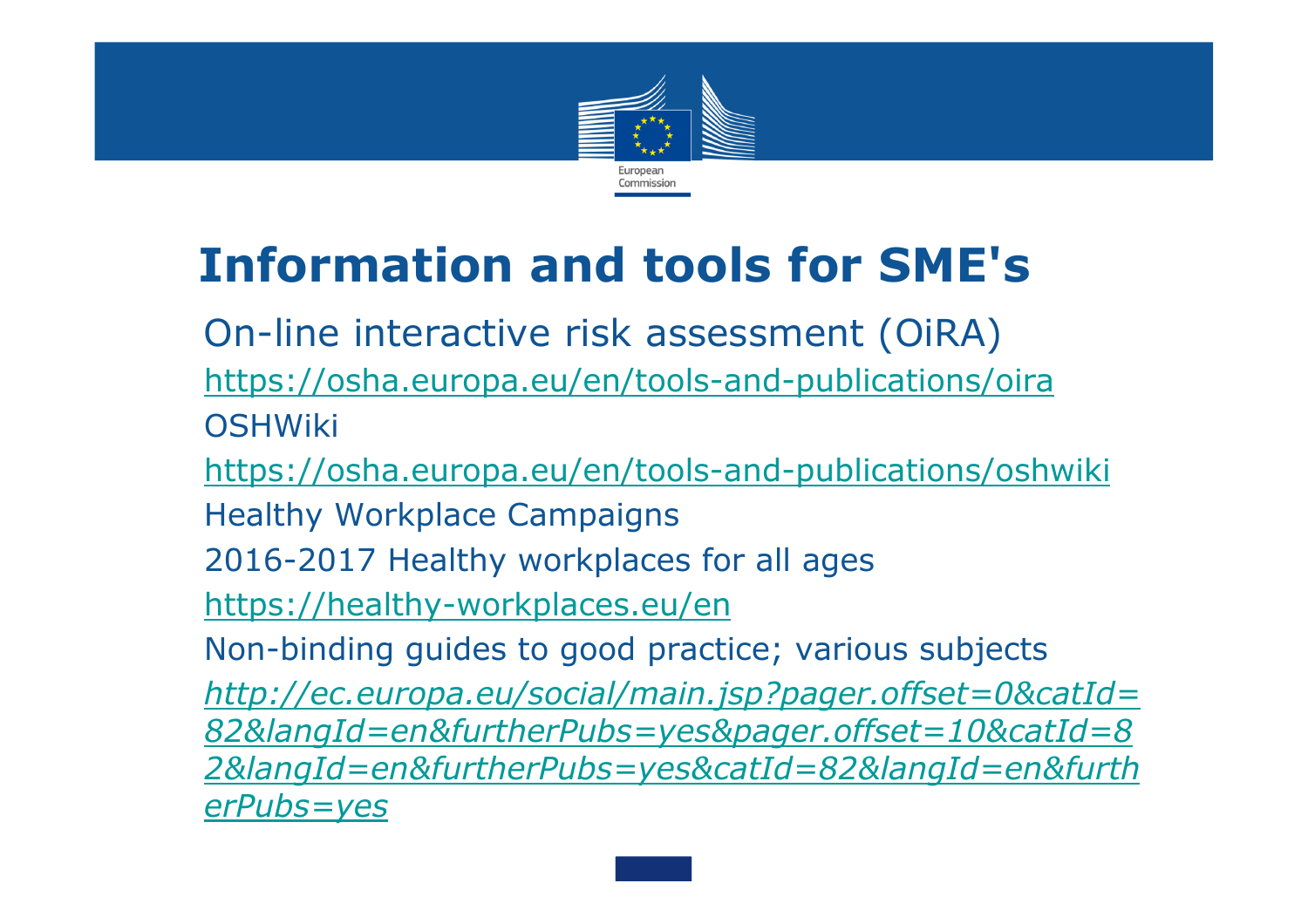# Information and tools for SME's

On-line interactive risk assessment (OiRA)

https://osha.europa.eu/en/tools-and-publications/oira

OSHWiki

https://osha.europa.eu/en/tools-and-publications/oshwiki

Healthy Workplace Campaigns

2016-2017 Healthy workplaces for all ages

https://healthy-workplaces.eu/en

Non-binding guides to good practice; various subjects

*http://ec.europa.eu/social/main.jsp?pager.offset=0&catId=82&langId=en&furtherPubs=yes&pager.offset=10&catId=82&langId=en&furtherPubs=yes&catId=82&langId=en&furtherPubs=yes*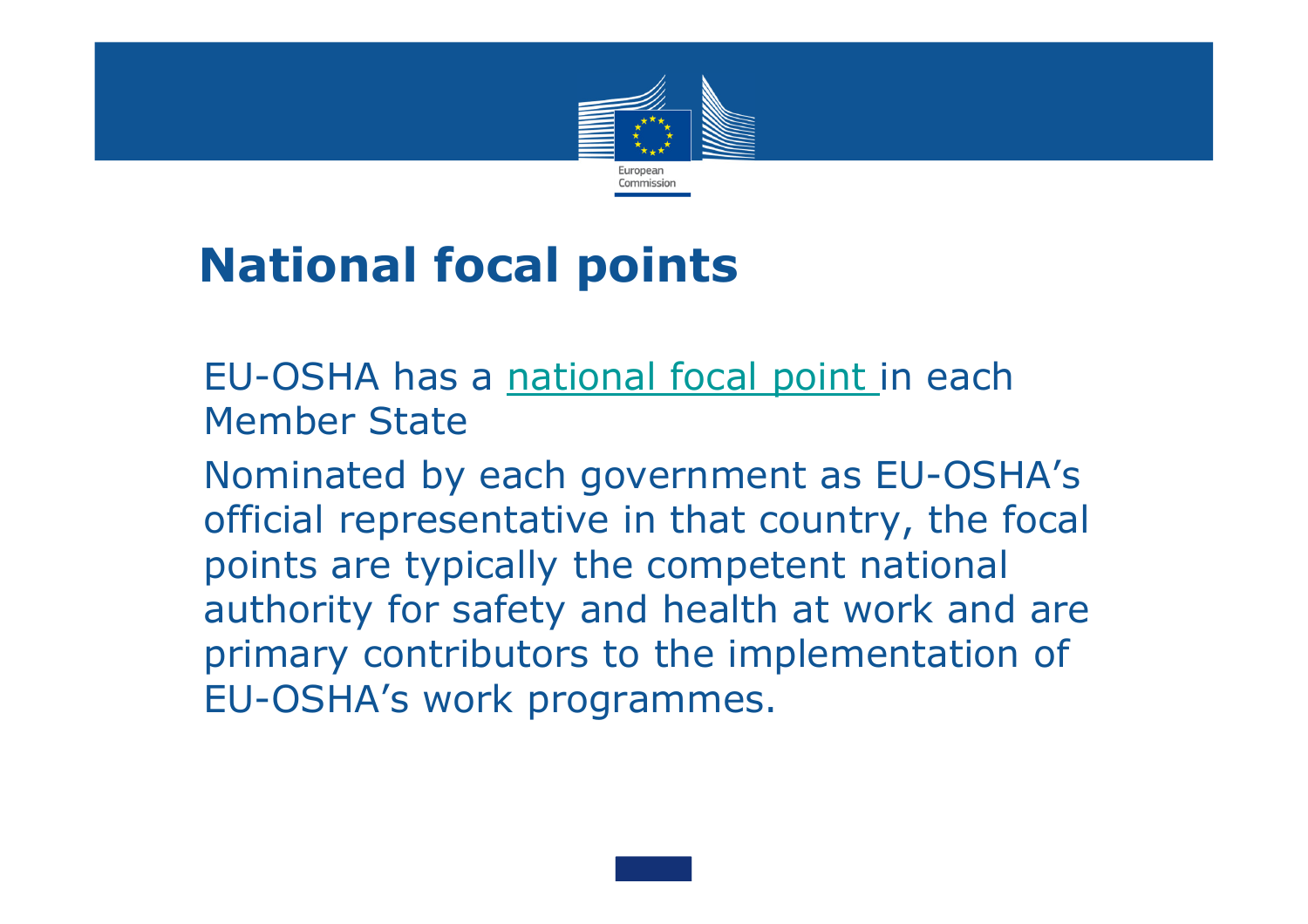# National focal points

EU-OSHA has a national focal point in each Member State

Nominated by each government as EU-OSHA's official representative in that country, the focal points are typically the competent national authority for safety and health at work and are primary contributors to the implementation of EU-OSHA's work programmes.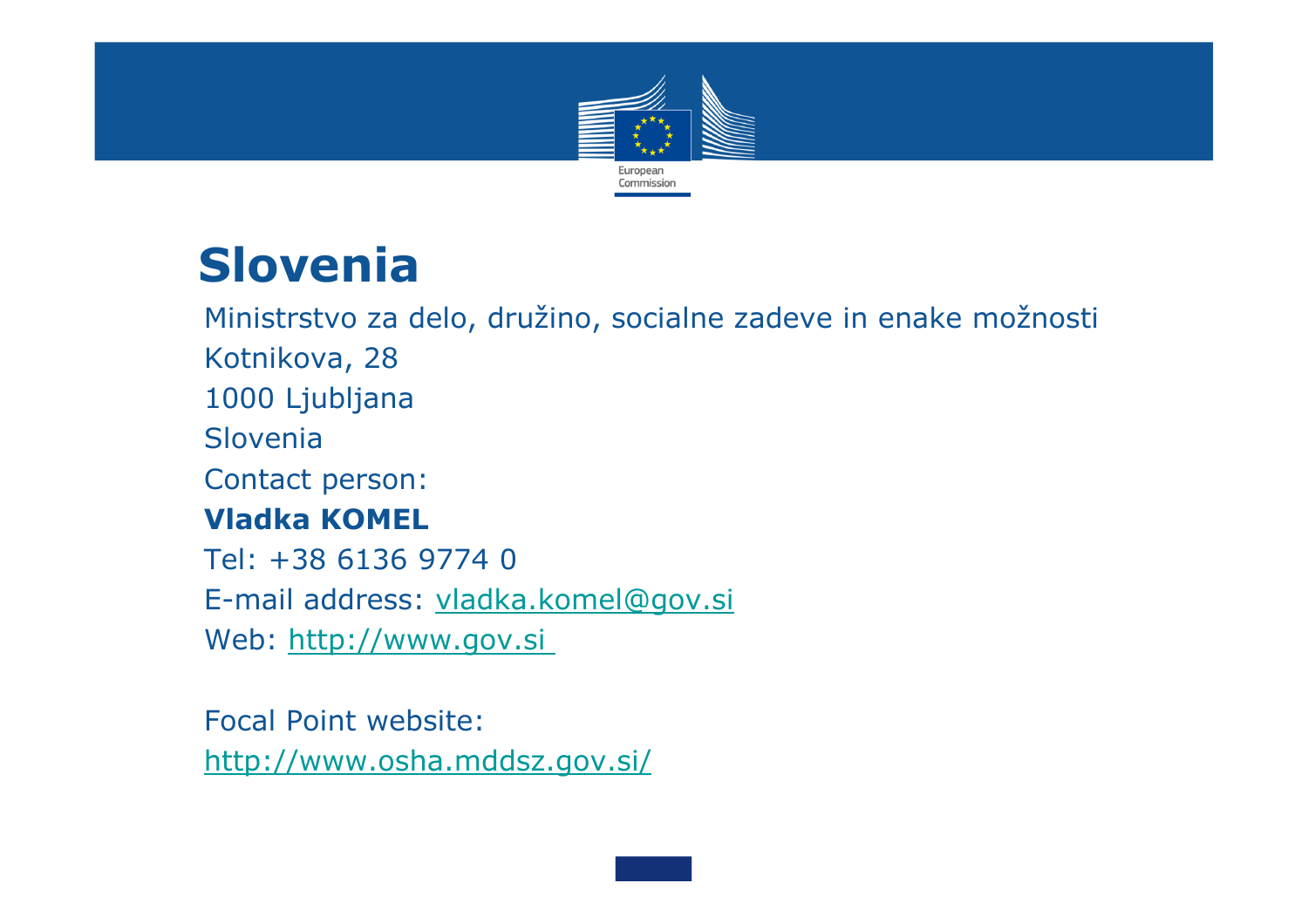# Slovenia

Ministrstvo za delo, družino, socialne zadeve in enake možnosti

Kotnikova, 28

1000 Ljubljana

Slovenia

Contact person:

**Vladka KOMEL**

Tel: +38 6136 9774 0

E-mail address: vladka.komel@gov.si

Web: http://www.gov.si

Focal Point website:

http://www.osha.mddsz.gov.si/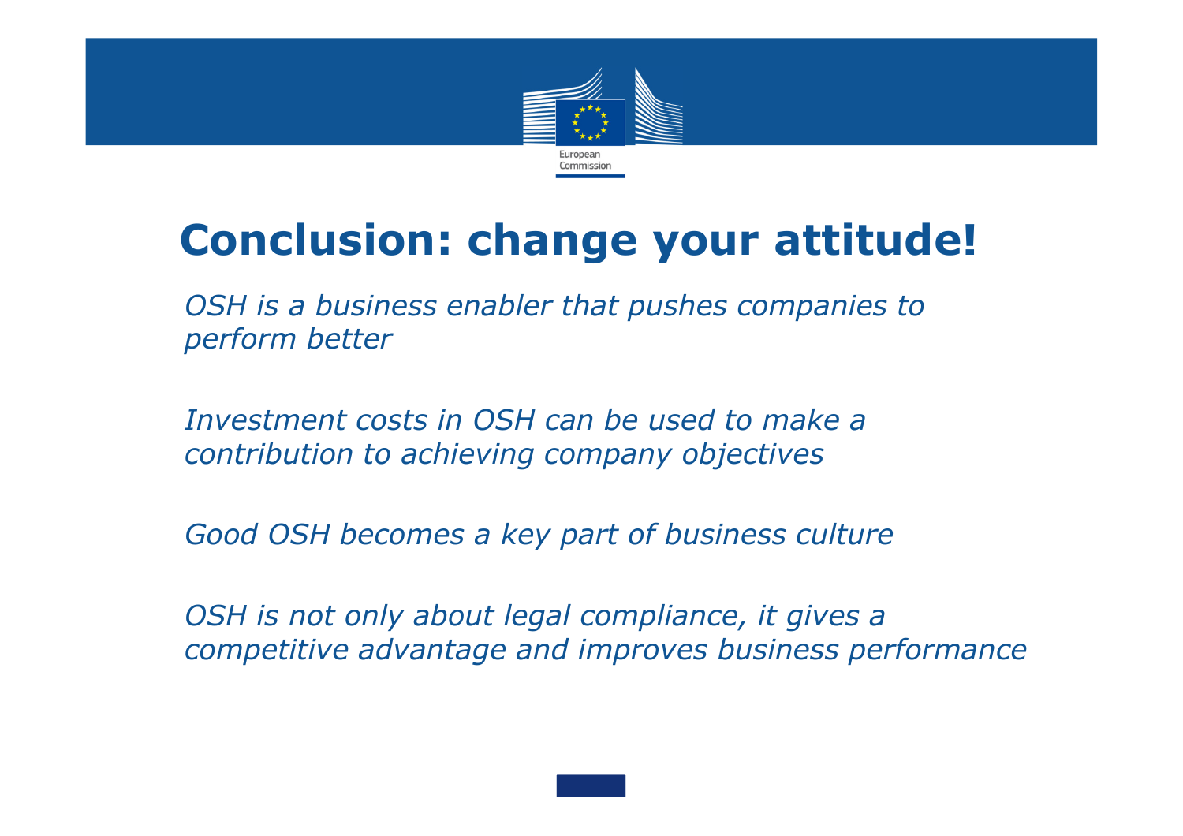# Conclusion: change your attitude!

*OSH is a business enabler that pushes companies to perform better*

*Investment costs in OSH can be used to make a contribution to achieving company objectives*

*Good OSH becomes a key part of business culture*

*OSH is not only about legal compliance, it gives a competitive advantage and improves business performance*